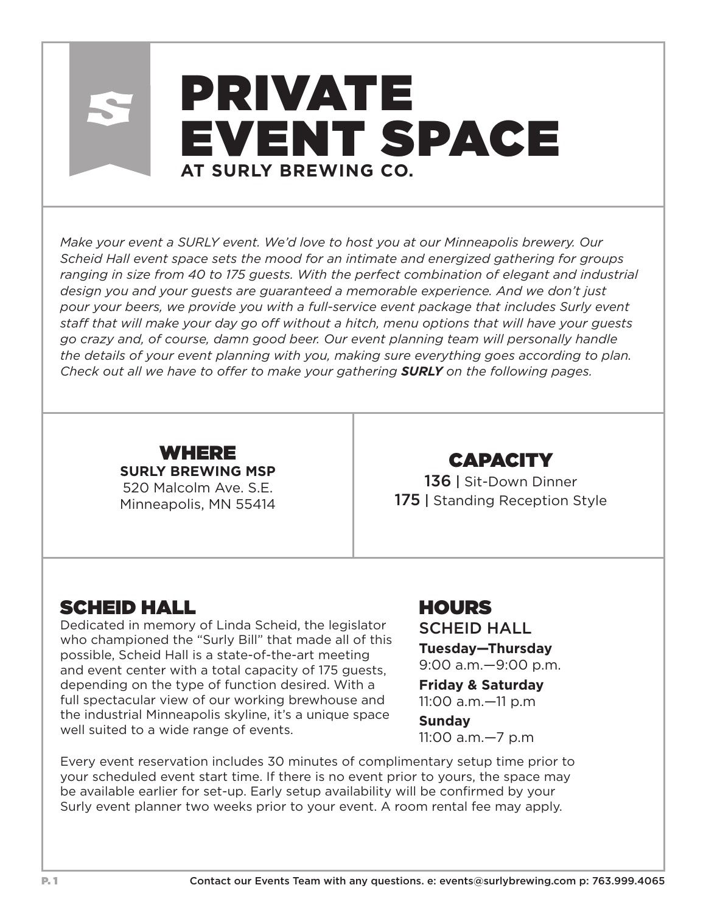# PRIVATE EVENT SPACE

**AT SURLY BREWING CO.**

*Make your event a SURLY event. We'd love to host you at our Minneapolis brewery. Our Scheid Hall event space sets the mood for an intimate and energized gathering for groups ranging in size from 40 to 175 guests. With the perfect combination of elegant and industrial design you and your guests are guaranteed a memorable experience. And we don't just pour your beers, we provide you with a full-service event package that includes Surly event staff that will make your day go off without a hitch, menu options that will have your guests go crazy and, of course, damn good beer. Our event planning team will personally handle the details of your event planning with you, making sure everything goes according to plan. Check out all we have to offer to make your gathering **SURLY** on the following pages.*

## WHERE

**SURLY BREWING MSP**
520 Malcolm Ave. S.E.
Minneapolis, MN 55414

## CAPACITY

136 | Sit-Down Dinner
175 | Standing Reception Style

## SCHEID HALL

Dedicated in memory of Linda Scheid, the legislator who championed the "Surly Bill" that made all of this possible, Scheid Hall is a state-of-the-art meeting and event center with a total capacity of 175 guests, depending on the type of function desired. With a full spectacular view of our working brewhouse and the industrial Minneapolis skyline, it's a unique space well suited to a wide range of events.

## HOURS

SCHEID HALL

**Tuesday—Thursday**
9:00 a.m.—9:00 p.m.

**Friday & Saturday**
11:00 a.m.—11 p.m

**Sunday**
11:00 a.m.—7 p.m

Every event reservation includes 30 minutes of complimentary setup time prior to your scheduled event start time. If there is no event prior to yours, the space may be available earlier for set-up. Early setup availability will be confirmed by your Surly event planner two weeks prior to your event. A room rental fee may apply.

Contact our Events Team with any questions. e: events@surlybrewing.com p: 763.999.4065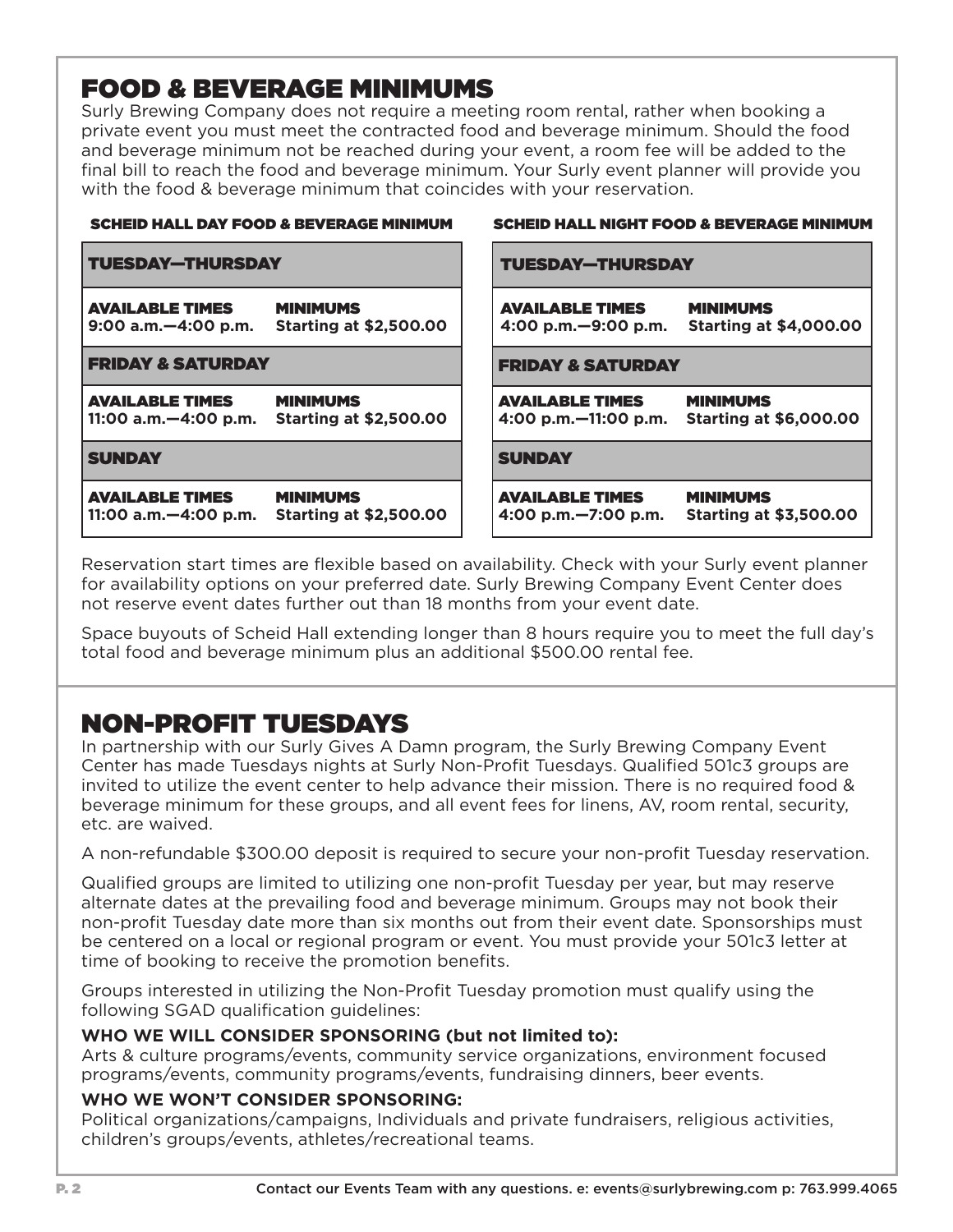## FOOD & BEVERAGE MINIMUMS

Surly Brewing Company does not require a meeting room rental, rather when booking a private event you must meet the contracted food and beverage minimum. Should the food and beverage minimum not be reached during your event, a room fee will be added to the final bill to reach the food and beverage minimum. Your Surly event planner will provide you with the food & beverage minimum that coincides with your reservation.

### SCHEID HALL DAY FOOD & BEVERAGE MINIMUM

| TUESDAY—THURSDAY | |
|---|---|
| **AVAILABLE TIMES** | **MINIMUMS** |
| 9:00 a.m.—4:00 p.m. | Starting at $2,500.00 |
| **FRIDAY & SATURDAY** | |
| **AVAILABLE TIMES** | **MINIMUMS** |
| 11:00 a.m.—4:00 p.m. | Starting at $2,500.00 |
| **SUNDAY** | |
| **AVAILABLE TIMES** | **MINIMUMS** |
| 11:00 a.m.—4:00 p.m. | Starting at $2,500.00 |

### SCHEID HALL NIGHT FOOD & BEVERAGE MINIMUM

| TUESDAY—THURSDAY | |
|---|---|
| **AVAILABLE TIMES** | **MINIMUMS** |
| 4:00 p.m.—9:00 p.m. | Starting at $4,000.00 |
| **FRIDAY & SATURDAY** | |
| **AVAILABLE TIMES** | **MINIMUMS** |
| 4:00 p.m.—11:00 p.m. | Starting at $6,000.00 |
| **SUNDAY** | |
| **AVAILABLE TIMES** | **MINIMUMS** |
| 4:00 p.m.—7:00 p.m. | Starting at $3,500.00 |

Reservation start times are flexible based on availability. Check with your Surly event planner for availability options on your preferred date. Surly Brewing Company Event Center does not reserve event dates further out than 18 months from your event date.

Space buyouts of Scheid Hall extending longer than 8 hours require you to meet the full day's total food and beverage minimum plus an additional $500.00 rental fee.

## NON-PROFIT TUESDAYS

In partnership with our Surly Gives A Damn program, the Surly Brewing Company Event Center has made Tuesdays nights at Surly Non-Profit Tuesdays. Qualified 501c3 groups are invited to utilize the event center to help advance their mission. There is no required food & beverage minimum for these groups, and all event fees for linens, AV, room rental, security, etc. are waived.

A non-refundable $300.00 deposit is required to secure your non-profit Tuesday reservation.

Qualified groups are limited to utilizing one non-profit Tuesday per year, but may reserve alternate dates at the prevailing food and beverage minimum. Groups may not book their non-profit Tuesday date more than six months out from their event date. Sponsorships must be centered on a local or regional program or event. You must provide your 501c3 letter at time of booking to receive the promotion benefits.

Groups interested in utilizing the Non-Profit Tuesday promotion must qualify using the following SGAD qualification guidelines:

**WHO WE WILL CONSIDER SPONSORING (but not limited to):**
Arts & culture programs/events, community service organizations, environment focused programs/events, community programs/events, fundraising dinners, beer events.

**WHO WE WON'T CONSIDER SPONSORING:**
Political organizations/campaigns, Individuals and private fundraisers, religious activities, children's groups/events, athletes/recreational teams.

Contact our Events Team with any questions. e: events@surlybrewing.com p: 763.999.4065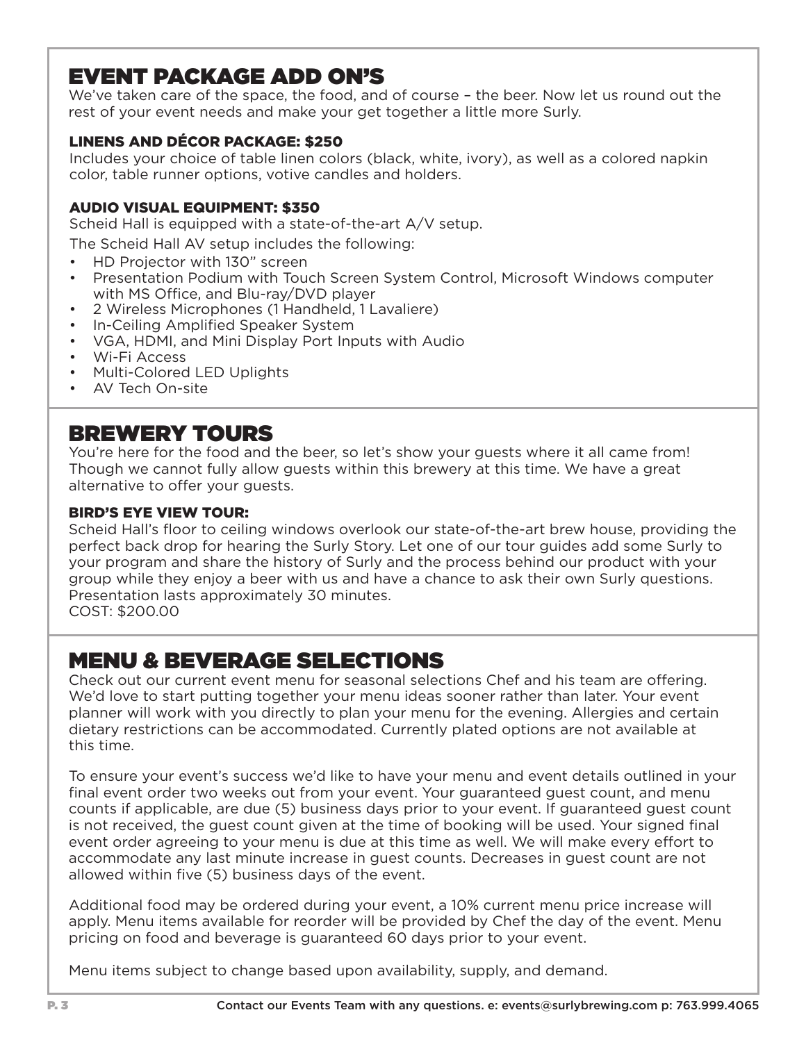## EVENT PACKAGE ADD ON'S

We've taken care of the space, the food, and of course – the beer. Now let us round out the rest of your event needs and make your get together a little more Surly.

### LINENS AND DÉCOR PACKAGE: $250

Includes your choice of table linen colors (black, white, ivory), as well as a colored napkin color, table runner options, votive candles and holders.

### AUDIO VISUAL EQUIPMENT: $350

Scheid Hall is equipped with a state-of-the-art A/V setup.

The Scheid Hall AV setup includes the following:

- HD Projector with 130" screen
- Presentation Podium with Touch Screen System Control, Microsoft Windows computer with MS Office, and Blu-ray/DVD player
- 2 Wireless Microphones (1 Handheld, 1 Lavaliere)
- In-Ceiling Amplified Speaker System
- VGA, HDMI, and Mini Display Port Inputs with Audio
- Wi-Fi Access
- Multi-Colored LED Uplights
- AV Tech On-site

## BREWERY TOURS

You're here for the food and the beer, so let's show your guests where it all came from! Though we cannot fully allow guests within this brewery at this time. We have a great alternative to offer your guests.

### BIRD'S EYE VIEW TOUR:

Scheid Hall's floor to ceiling windows overlook our state-of-the-art brew house, providing the perfect back drop for hearing the Surly Story. Let one of our tour guides add some Surly to your program and share the history of Surly and the process behind our product with your group while they enjoy a beer with us and have a chance to ask their own Surly questions. Presentation lasts approximately 30 minutes.
COST: $200.00

## MENU & BEVERAGE SELECTIONS

Check out our current event menu for seasonal selections Chef and his team are offering. We'd love to start putting together your menu ideas sooner rather than later. Your event planner will work with you directly to plan your menu for the evening. Allergies and certain dietary restrictions can be accommodated. Currently plated options are not available at this time.

To ensure your event's success we'd like to have your menu and event details outlined in your final event order two weeks out from your event. Your guaranteed guest count, and menu counts if applicable, are due (5) business days prior to your event. If guaranteed guest count is not received, the guest count given at the time of booking will be used. Your signed final event order agreeing to your menu is due at this time as well. We will make every effort to accommodate any last minute increase in guest counts. Decreases in guest count are not allowed within five (5) business days of the event.

Additional food may be ordered during your event, a 10% current menu price increase will apply. Menu items available for reorder will be provided by Chef the day of the event. Menu pricing on food and beverage is guaranteed 60 days prior to your event.

Menu items subject to change based upon availability, supply, and demand.

Contact our Events Team with any questions. e: events@surlybrewing.com p: 763.999.4065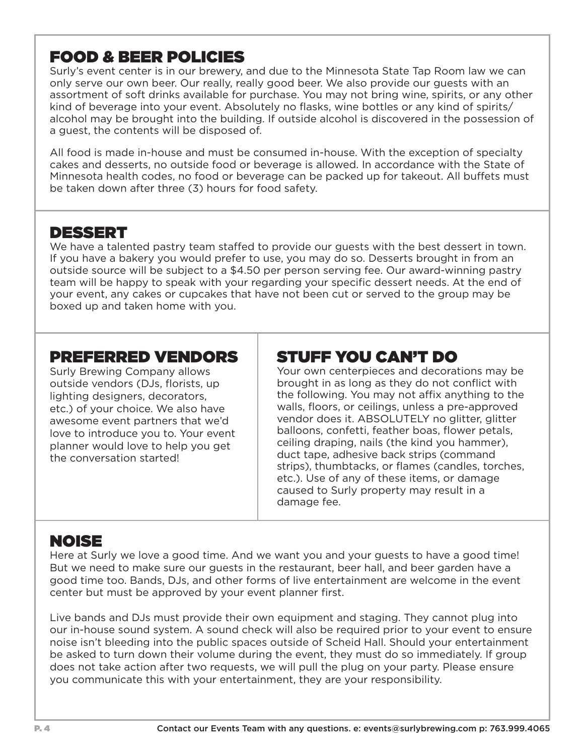## FOOD & BEER POLICIES

Surly's event center is in our brewery, and due to the Minnesota State Tap Room law we can only serve our own beer. Our really, really good beer. We also provide our guests with an assortment of soft drinks available for purchase. You may not bring wine, spirits, or any other kind of beverage into your event. Absolutely no flasks, wine bottles or any kind of spirits/alcohol may be brought into the building. If outside alcohol is discovered in the possession of a guest, the contents will be disposed of.

All food is made in-house and must be consumed in-house. With the exception of specialty cakes and desserts, no outside food or beverage is allowed. In accordance with the State of Minnesota health codes, no food or beverage can be packed up for takeout. All buffets must be taken down after three (3) hours for food safety.

## DESSERT

We have a talented pastry team staffed to provide our guests with the best dessert in town. If you have a bakery you would prefer to use, you may do so. Desserts brought in from an outside source will be subject to a $4.50 per person serving fee. Our award-winning pastry team will be happy to speak with your regarding your specific dessert needs. At the end of your event, any cakes or cupcakes that have not been cut or served to the group may be boxed up and taken home with you.

## PREFERRED VENDORS

Surly Brewing Company allows outside vendors (DJs, florists, up lighting designers, decorators, etc.) of your choice. We also have awesome event partners that we'd love to introduce you to. Your event planner would love to help you get the conversation started!

## STUFF YOU CAN'T DO

Your own centerpieces and decorations may be brought in as long as they do not conflict with the following. You may not affix anything to the walls, floors, or ceilings, unless a pre-approved vendor does it. ABSOLUTELY no glitter, glitter balloons, confetti, feather boas, flower petals, ceiling draping, nails (the kind you hammer), duct tape, adhesive back strips (command strips), thumbtacks, or flames (candles, torches, etc.). Use of any of these items, or damage caused to Surly property may result in a damage fee.

## NOISE

Here at Surly we love a good time. And we want you and your guests to have a good time! But we need to make sure our guests in the restaurant, beer hall, and beer garden have a good time too. Bands, DJs, and other forms of live entertainment are welcome in the event center but must be approved by your event planner first.

Live bands and DJs must provide their own equipment and staging. They cannot plug into our in-house sound system. A sound check will also be required prior to your event to ensure noise isn't bleeding into the public spaces outside of Scheid Hall. Should your entertainment be asked to turn down their volume during the event, they must do so immediately. If group does not take action after two requests, we will pull the plug on your party. Please ensure you communicate this with your entertainment, they are your responsibility.

Contact our Events Team with any questions. e: events@surlybrewing.com p: 763.999.4065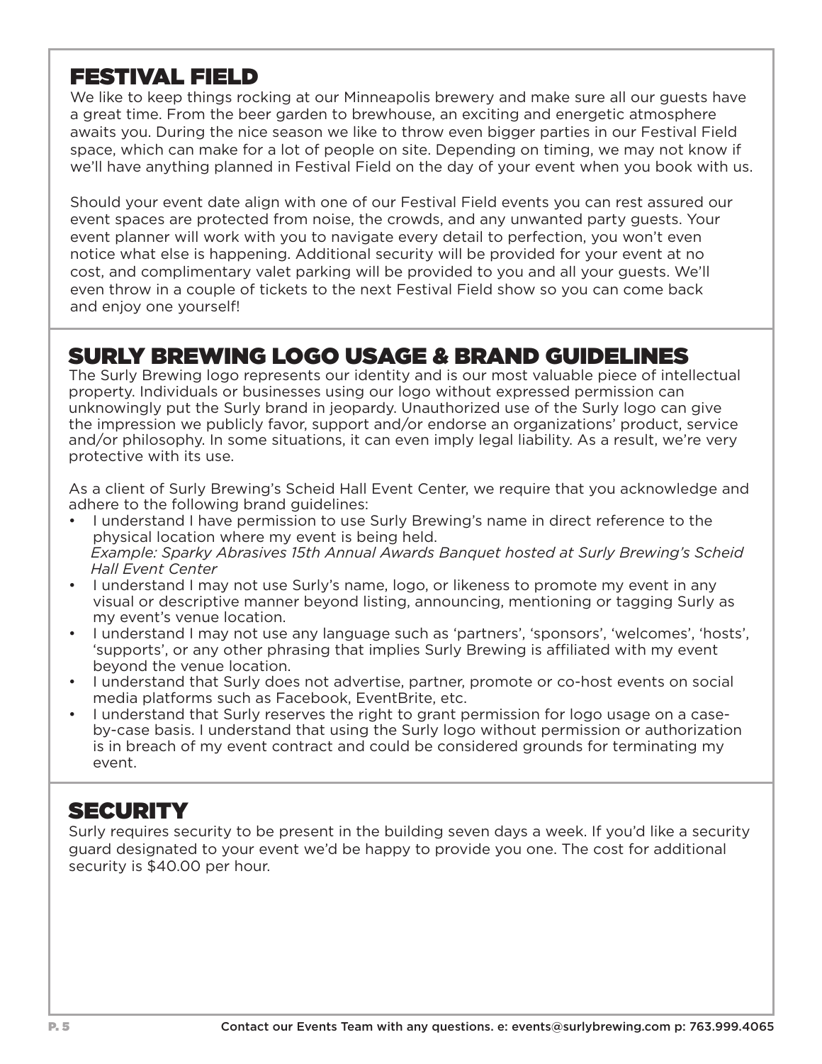## FESTIVAL FIELD

We like to keep things rocking at our Minneapolis brewery and make sure all our guests have a great time. From the beer garden to brewhouse, an exciting and energetic atmosphere awaits you. During the nice season we like to throw even bigger parties in our Festival Field space, which can make for a lot of people on site. Depending on timing, we may not know if we'll have anything planned in Festival Field on the day of your event when you book with us.

Should your event date align with one of our Festival Field events you can rest assured our event spaces are protected from noise, the crowds, and any unwanted party guests. Your event planner will work with you to navigate every detail to perfection, you won't even notice what else is happening. Additional security will be provided for your event at no cost, and complimentary valet parking will be provided to you and all your guests. We'll even throw in a couple of tickets to the next Festival Field show so you can come back and enjoy one yourself!

## SURLY BREWING LOGO USAGE & BRAND GUIDELINES

The Surly Brewing logo represents our identity and is our most valuable piece of intellectual property. Individuals or businesses using our logo without expressed permission can unknowingly put the Surly brand in jeopardy. Unauthorized use of the Surly logo can give the impression we publicly favor, support and/or endorse an organizations' product, service and/or philosophy. In some situations, it can even imply legal liability. As a result, we're very protective with its use.

As a client of Surly Brewing's Scheid Hall Event Center, we require that you acknowledge and adhere to the following brand guidelines:

- I understand I have permission to use Surly Brewing's name in direct reference to the physical location where my event is being held.
  *Example: Sparky Abrasives 15th Annual Awards Banquet hosted at Surly Brewing's Scheid Hall Event Center*
- I understand I may not use Surly's name, logo, or likeness to promote my event in any visual or descriptive manner beyond listing, announcing, mentioning or tagging Surly as my event's venue location.
- I understand I may not use any language such as 'partners', 'sponsors', 'welcomes', 'hosts', 'supports', or any other phrasing that implies Surly Brewing is affiliated with my event beyond the venue location.
- I understand that Surly does not advertise, partner, promote or co-host events on social media platforms such as Facebook, EventBrite, etc.
- I understand that Surly reserves the right to grant permission for logo usage on a case-by-case basis. I understand that using the Surly logo without permission or authorization is in breach of my event contract and could be considered grounds for terminating my event.

## SECURITY

Surly requires security to be present in the building seven days a week. If you'd like a security guard designated to your event we'd be happy to provide you one. The cost for additional security is $40.00 per hour.

Contact our Events Team with any questions. e: events@surlybrewing.com p: 763.999.4065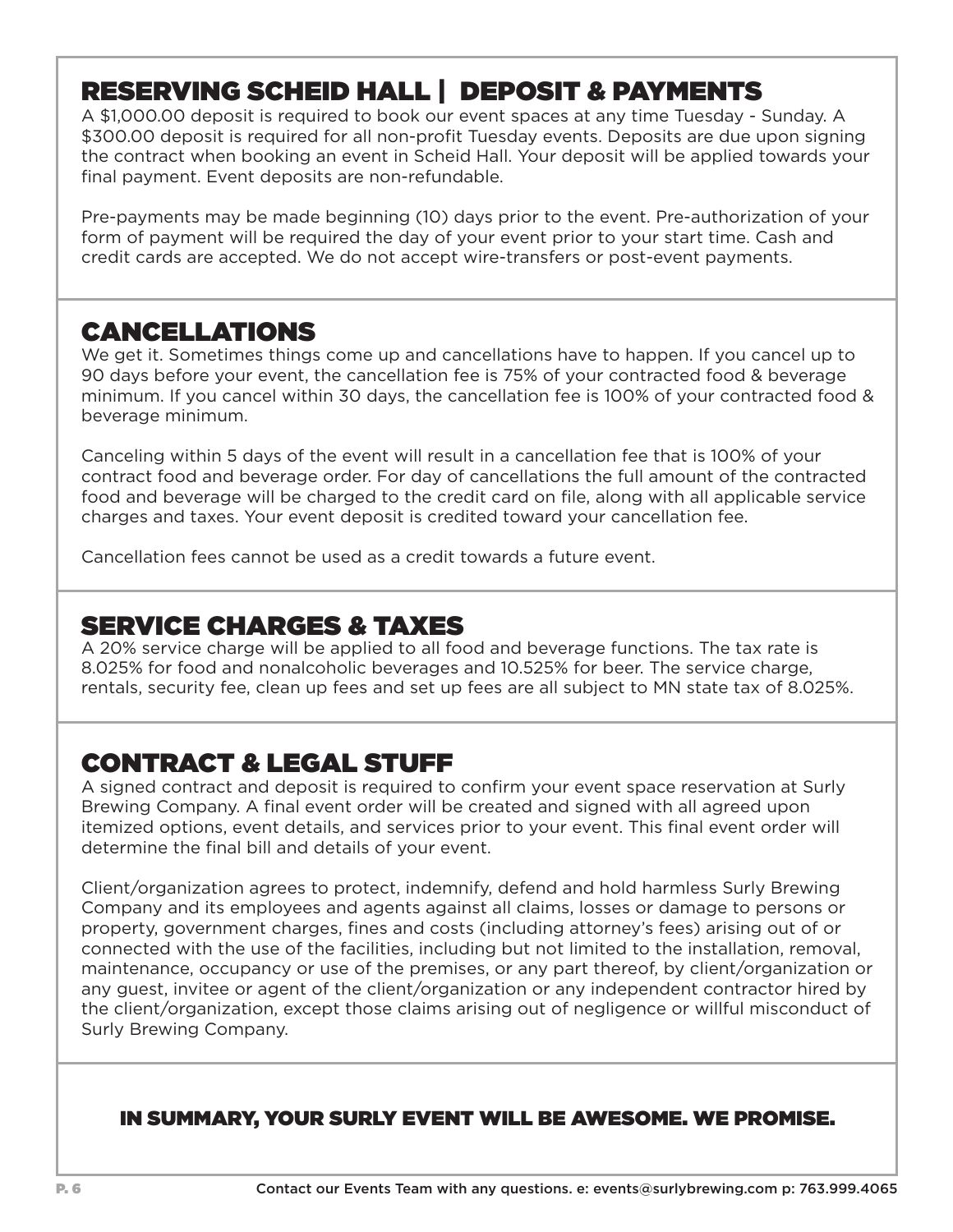## RESERVING SCHEID HALL | DEPOSIT & PAYMENTS

A $1,000.00 deposit is required to book our event spaces at any time Tuesday - Sunday. A $300.00 deposit is required for all non-profit Tuesday events. Deposits are due upon signing the contract when booking an event in Scheid Hall. Your deposit will be applied towards your final payment. Event deposits are non-refundable.

Pre-payments may be made beginning (10) days prior to the event. Pre-authorization of your form of payment will be required the day of your event prior to your start time. Cash and credit cards are accepted. We do not accept wire-transfers or post-event payments.

## CANCELLATIONS

We get it. Sometimes things come up and cancellations have to happen. If you cancel up to 90 days before your event, the cancellation fee is 75% of your contracted food & beverage minimum. If you cancel within 30 days, the cancellation fee is 100% of your contracted food & beverage minimum.

Canceling within 5 days of the event will result in a cancellation fee that is 100% of your contract food and beverage order. For day of cancellations the full amount of the contracted food and beverage will be charged to the credit card on file, along with all applicable service charges and taxes. Your event deposit is credited toward your cancellation fee.

Cancellation fees cannot be used as a credit towards a future event.

## SERVICE CHARGES & TAXES

A 20% service charge will be applied to all food and beverage functions. The tax rate is 8.025% for food and nonalcoholic beverages and 10.525% for beer. The service charge, rentals, security fee, clean up fees and set up fees are all subject to MN state tax of 8.025%.

## CONTRACT & LEGAL STUFF

A signed contract and deposit is required to confirm your event space reservation at Surly Brewing Company. A final event order will be created and signed with all agreed upon itemized options, event details, and services prior to your event. This final event order will determine the final bill and details of your event.

Client/organization agrees to protect, indemnify, defend and hold harmless Surly Brewing Company and its employees and agents against all claims, losses or damage to persons or property, government charges, fines and costs (including attorney's fees) arising out of or connected with the use of the facilities, including but not limited to the installation, removal, maintenance, occupancy or use of the premises, or any part thereof, by client/organization or any guest, invitee or agent of the client/organization or any independent contractor hired by the client/organization, except those claims arising out of negligence or willful misconduct of Surly Brewing Company.

**IN SUMMARY, YOUR SURLY EVENT WILL BE AWESOME. WE PROMISE.**

Contact our Events Team with any questions. e: events@surlybrewing.com p: 763.999.4065